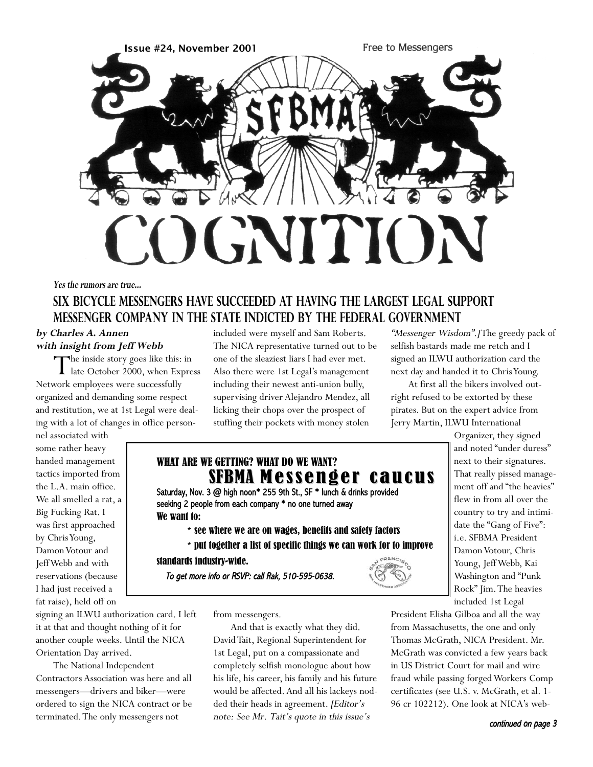Issue #24, November 2001

Free to Messengers

# SFBMA COGNITION

*Yes the rumors are true...*

## SIX BICYCLE MESSENGERS HAVE SUCCEEDED AT HAVING THE LARGEST LEGAL SUPPORT MESSENGER COMPANY IN THE STATE INDICTED BY THE FEDERAL GOVERNMENT

***by Charles A. Annen***
***with insight from Jeff Webb***

The inside story goes like this: in late October 2000, when Express Network employees were successfully organized and demanding some respect and restitution, we at 1st Legal were dealing with a lot of changes in office personnel associated with some rather heavy handed management tactics imported from the L.A. main office. We all smelled a rat, a Big Fucking Rat. I was first approached by Chris Young, Damon Votour and Jeff Webb and with reservations (because I had just received a fat raise), held off on signing an ILWU authorization card. I left it at that and thought nothing of it for another couple weeks. Until the NICA Orientation Day arrived.

The National Independent Contractors Association was here and all messengers—drivers and biker—were ordered to sign the NICA contract or be terminated. The only messengers not included were myself and Sam Roberts. The NICA representative turned out to be one of the sleaziest liars I had ever met. Also there were 1st Legal's management including their newest anti-union bully, supervising driver Alejandro Mendez, all licking their chops over the prospect of stuffing their pockets with money stolen from messengers.

And that is exactly what they did. David Tait, Regional Superintendent for 1st Legal, put on a compassionate and completely selfish monologue about how his life, his career, his family and his future would be affected. And all his lackeys nodded their heads in agreement. *[Editor's note: See Mr. Tait's quote in this issue's "Messenger Wisdom".]* The greedy pack of selfish bastards made me retch and I signed an ILWU authorization card the next day and handed it to Chris Young.

At first all the bikers involved outright refused to be extorted by these pirates. But on the expert advice from Jerry Martin, ILWU International Organizer, they signed and noted "under duress" next to their signatures. That really pissed management off and "the heavies" flew in from all over the country to try and intimidate the "Gang of Five": i.e. SFBMA President Damon Votour, Chris Young, Jeff Webb, Kai Washington and "Punk Rock" Jim. The heavies included 1st Legal President Elisha Gilboa and all the way from Massachusetts, the one and only Thomas McGrath, NICA President. Mr. McGrath was convicted a few years back in US District Court for mail and wire fraud while passing forged Workers Comp certificates (see U.S. v. McGrath, et al. 1-96 cr 102212). One look at NICA's web-

*continued on page 3*

---

**WHAT ARE WE GETTING? WHAT DO WE WANT?**

### SFBMA Messenger caucus

**Saturday, Nov. 3 @ high noon* 255 9th St., SF * lunch & drinks provided**
**seeking 2 people from each company * no one turned away**

**We want to:**

- **see where we are on wages, benefits and safety factors**
- **put together a list of specific things we can work for to improve standards industry-wide.**

*To get more info or RSVP: call Rak, 510-595-0638.*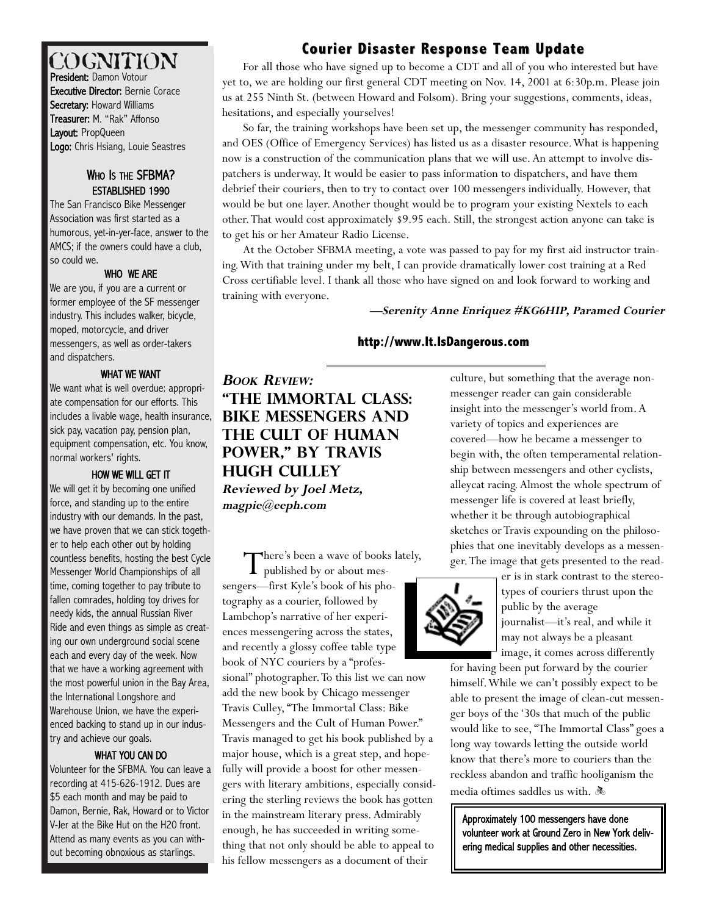# COGNITION

**President:** Damon Votour
**Executive Director:** Bernie Corace
**Secretary:** Howard Williams
**Treasurer:** M. "Rak" Affonso
**Layout:** PropQueen
**Logo:** Chris Hsiang, Louie Seastres

### WHO IS THE SFBMA? ESTABLISHED 1990

The San Francisco Bike Messenger Association was first started as a humorous, yet-in-yer-face, answer to the AMCS; if the owners could have a club, so could we.

### WHO WE ARE

We are you, if you are a current or former employee of the SF messenger industry. This includes walker, bicycle, moped, motorcycle, and driver messengers, as well as order-takers and dispatchers.

### WHAT WE WANT

We want what is well overdue: appropriate compensation for our efforts. This includes a livable wage, health insurance, sick pay, vacation pay, pension plan, equipment compensation, etc. You know, normal workers' rights.

### HOW WE WILL GET IT

We will get it by becoming one unified force, and standing up to the entire industry with our demands. In the past, we have proven that we can stick together to help each other out by holding countless benefits, hosting the best Cycle Messenger World Championships of all time, coming together to pay tribute to fallen comrades, holding toy drives for needy kids, the annual Russian River Ride and even things as simple as creating our own underground social scene each and every day of the week. Now that we have a working agreement with the most powerful union in the Bay Area, the International Longshore and Warehouse Union, we have the experienced backing to stand up in our industry and achieve our goals.

### WHAT YOU CAN DO

Volunteer for the SFBMA. You can leave a recording at 415-626-1912. Dues are $5 each month and may be paid to Damon, Bernie, Rak, Howard or to Victor V-Jer at the Bike Hut on the H20 front. Attend as many events as you can without becoming obnoxious as starlings.

## Courier Disaster Response Team Update

For all those who have signed up to become a CDT and all of you who interested but have yet to, we are holding our first general CDT meeting on Nov. 14, 2001 at 6:30p.m. Please join us at 255 Ninth St. (between Howard and Folsom). Bring your suggestions, comments, ideas, hesitations, and especially yourselves!

So far, the training workshops have been set up, the messenger community has responded, and OES (Office of Emergency Services) has listed us as a disaster resource. What is happening now is a construction of the communication plans that we will use. An attempt to involve dispatchers is underway. It would be easier to pass information to dispatchers, and have them debrief their couriers, then to try to contact over 100 messengers individually. However, that would be but one layer. Another thought would be to program your existing Nextels to each other. That would cost approximately $9.95 each. Still, the strongest action anyone can take is to get his or her Amateur Radio License.

At the October SFBMA meeting, a vote was passed to pay for my first aid instructor training. With that training under my belt, I can provide dramatically lower cost training at a Red Cross certifiable level. I thank all those who have signed on and look forward to working and training with everyone.

***—Serenity Anne Enriquez #KG6HIP, Paramed Courier***

**http://www.It.IsDangerous.com**

## *Book Review:* "The Immortal Class: Bike Messengers and the Cult of Human Power," by Travis Hugh Culley

***Reviewed by Joel Metz, magpie@eeph.com***

There's been a wave of books lately, published by or about messengers—first Kyle's book of his photography as a courier, followed by Lambchop's narrative of her experiences messengering across the states, and recently a glossy coffee table type book of NYC couriers by a "professional" photographer. To this list we can now add the new book by Chicago messenger Travis Culley, "The Immortal Class: Bike Messengers and the Cult of Human Power." Travis managed to get his book published by a major house, which is a great step, and hopefully will provide a boost for other messengers with literary ambitions, especially considering the sterling reviews the book has gotten in the mainstream literary press. Admirably enough, he has succeeded in writing something that not only should be able to appeal to his fellow messengers as a document of their culture, but something that the average non-messenger reader can gain considerable insight into the messenger's world from. A variety of topics and experiences are covered—how he became a messenger to begin with, the often temperamental relationship between messengers and other cyclists, alleycat racing. Almost the whole spectrum of messenger life is covered at least briefly, whether it be through autobiographical sketches or Travis expounding on the philosophies that one inevitably develops as a messenger. The image that gets presented to the reader is in stark contrast to the stereotypes of couriers thrust upon the public by the average journalist—it's real, and while it may not always be a pleasant image, it comes across differently for having been put forward by the courier himself. While we can't possibly expect to be able to present the image of clean-cut messenger boys of the '30s that much of the public would like to see, "The Immortal Class" goes a long way towards letting the outside world know that there's more to couriers than the reckless abandon and traffic hooliganism the media oftimes saddles us with.

**Approximately 100 messengers have done volunteer work at Ground Zero in New York delivering medical supplies and other necessities.**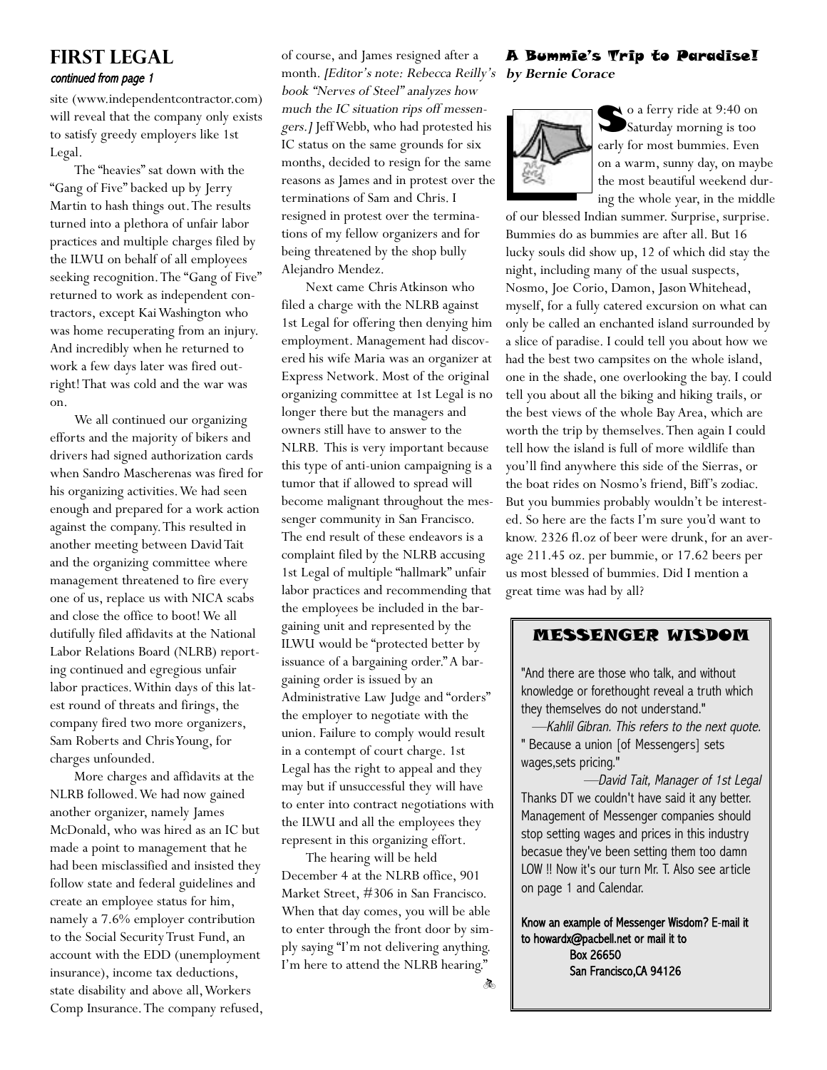## FIRST LEGAL

*continued from page 1*

site (www.independentcontractor.com) will reveal that the company only exists to satisfy greedy employers like 1st Legal.

The "heavies" sat down with the "Gang of Five" backed up by Jerry Martin to hash things out. The results turned into a plethora of unfair labor practices and multiple charges filed by the ILWU on behalf of all employees seeking recognition. The "Gang of Five" returned to work as independent contractors, except Kai Washington who was home recuperating from an injury. And incredibly when he returned to work a few days later was fired outright! That was cold and the war was on.

We all continued our organizing efforts and the majority of bikers and drivers had signed authorization cards when Sandro Mascherenas was fired for his organizing activities. We had seen enough and prepared for a work action against the company. This resulted in another meeting between David Tait and the organizing committee where management threatened to fire every one of us, replace us with NICA scabs and close the office to boot! We all dutifully filed affidavits at the National Labor Relations Board (NLRB) reporting continued and egregious unfair labor practices. Within days of this latest round of threats and firings, the company fired two more organizers, Sam Roberts and Chris Young, for charges unfounded.

More charges and affidavits at the NLRB followed. We had now gained another organizer, namely James McDonald, who was hired as an IC but made a point to management that he had been misclassified and insisted they follow state and federal guidelines and create an employee status for him, namely a 7.6% employer contribution to the Social Security Trust Fund, an account with the EDD (unemployment insurance), income tax deductions, state disability and above all, Workers Comp Insurance. The company refused, of course, and James resigned after a month. *[Editor's note: Rebecca Reilly's book "Nerves of Steel" analyzes how much the IC situation rips off messengers.]* Jeff Webb, who had protested his IC status on the same grounds for six months, decided to resign for the same reasons as James and in protest over the terminations of Sam and Chris. I resigned in protest over the terminations of my fellow organizers and for being threatened by the shop bully Alejandro Mendez.

Next came Chris Atkinson who filed a charge with the NLRB against 1st Legal for offering then denying him employment. Management had discovered his wife Maria was an organizer at Express Network. Most of the original organizing committee at 1st Legal is no longer there but the managers and owners still have to answer to the NLRB. This is very important because this type of anti-union campaigning is a tumor that if allowed to spread will become malignant throughout the messenger community in San Francisco. The end result of these endeavors is a complaint filed by the NLRB accusing 1st Legal of multiple "hallmark" unfair labor practices and recommending that the employees be included in the bargaining unit and represented by the ILWU would be "protected better by issuance of a bargaining order." A bargaining order is issued by an Administrative Law Judge and "orders" the employer to negotiate with the union. Failure to comply would result in a contempt of court charge. 1st Legal has the right to appeal and they may but if unsuccessful they will have to enter into contract negotiations with the ILWU and all the employees they represent in this organizing effort.

The hearing will be held December 4 at the NLRB office, 901 Market Street, #306 in San Francisco. When that day comes, you will be able to enter through the front door by simply saying "I'm not delivering anything. I'm here to attend the NLRB hearing."

## A Bummie's Trip to Paradise!

***by Bernie Corace***

So a ferry ride at 9:40 on Saturday morning is too early for most bummies. Even on a warm, sunny day, on maybe the most beautiful weekend during the whole year, in the middle of our blessed Indian summer. Surprise, surprise. Bummies do as bummies are after all. But 16 lucky souls did show up, 12 of which did stay the night, including many of the usual suspects, Nosmo, Joe Corio, Damon, Jason Whitehead, myself, for a fully catered excursion on what can only be called an enchanted island surrounded by a slice of paradise. I could tell you about how we had the best two campsites on the whole island, one in the shade, one overlooking the bay. I could tell you about all the biking and hiking trails, or the best views of the whole Bay Area, which are worth the trip by themselves. Then again I could tell how the island is full of more wildlife than you'll find anywhere this side of the Sierras, or the boat rides on Nosmo's friend, Biff's zodiac. But you bummies probably wouldn't be interested. So here are the facts I'm sure you'd want to know. 2326 fl.oz of beer were drunk, for an average 211.45 oz. per bummie, or 17.62 beers per us most blessed of bummies. Did I mention a great time was had by all?

## MESSENGER WISDOM

"And there are those who talk, and without knowledge or forethought reveal a truth which they themselves do not understand."

—*Kahlil Gibran. This refers to the next quote.*

" Because a union [of Messengers] sets wages,sets pricing."

—*David Tait, Manager of 1st Legal*

Thanks DT we couldn't have said it any better. Management of Messenger companies should stop setting wages and prices in this industry becasue they've been setting them too damn LOW !! Now it's our turn Mr. T. Also see article on page 1 and Calendar.

**Know an example of Messenger Wisdom? E-mail it to howardx@pacbell.net or mail it to**
**Box 26650**
**San Francisco,CA 94126**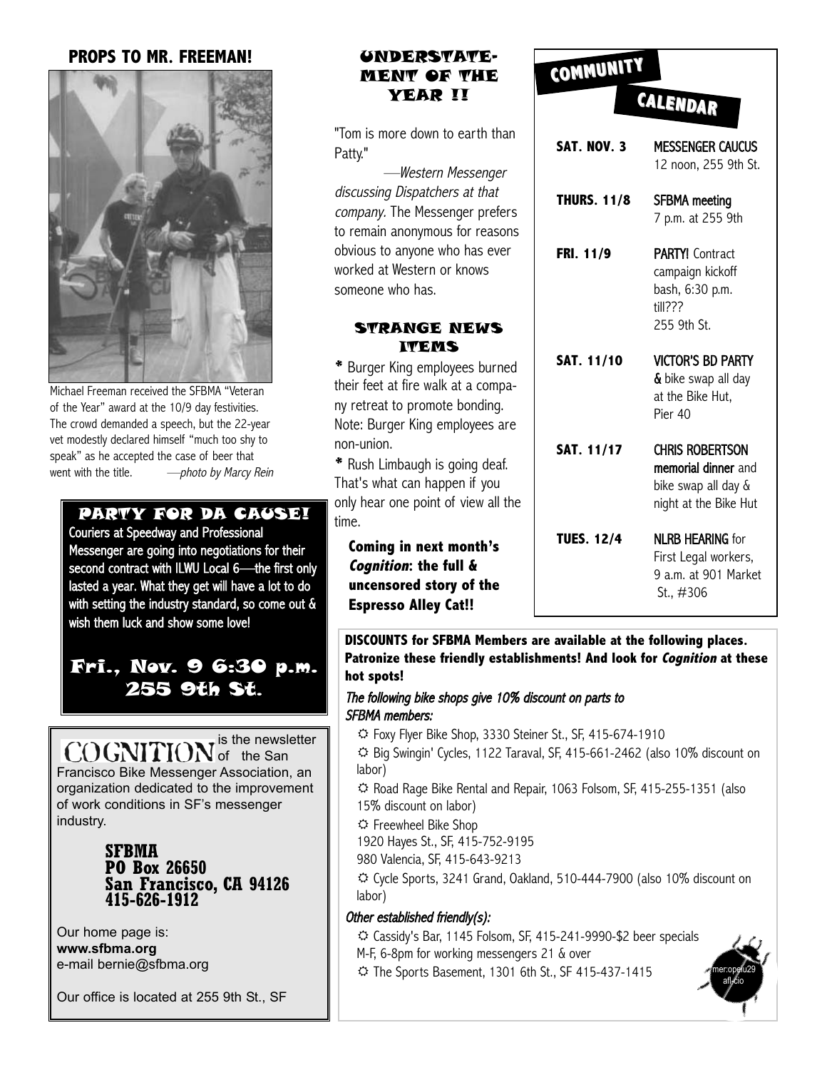## PROPS TO MR. FREEMAN!

Michael Freeman received the SFBMA "Veteran of the Year" award at the 10/9 day festivities. The crowd demanded a speech, but the 22-year vet modestly declared himself "much too shy to speak" as he accepted the case of beer that went with the title. —*photo by Marcy Rein*

## PARTY FOR DA CAUSE!

Couriers at Speedway and Professional Messenger are going into negotiations for their second contract with ILWU Local 6—the first only lasted a year. What they get will have a lot to do with setting the industry standard, so come out & wish them luck and show some love!

**Fri., Nov. 9 6:30 p.m.**
**255 9th St.**

COGNITION is the newsletter of the San Francisco Bike Messenger Association, an organization dedicated to the improvement of work conditions in SF's messenger industry.

**SFBMA**
**PO Box 26650**
**San Francisco, CA 94126**
**415-626-1912**

Our home page is:
**www.sfbma.org**
e-mail bernie@sfbma.org

Our office is located at 255 9th St., SF

## UNDERSTATEMENT OF THE YEAR !!

"Tom is more down to earth than Patty."

—*Western Messenger discussing Dispatchers at that company.* The Messenger prefers to remain anonymous for reasons obvious to anyone who has ever worked at Western or knows someone who has.

## STRANGE NEWS ITEMS

**\*** Burger King employees burned their feet at fire walk at a company retreat to promote bonding. Note: Burger King employees are non-union.

**\*** Rush Limbaugh is going deaf. That's what can happen if you only hear one point of view all the time.

**Coming in next month's *Cognition*: the full & uncensored story of the Espresso Alley Cat!!**

## COMMUNITY CALENDAR

| | |
|---|---|
| **SAT. NOV. 3** | MESSENGER CAUCUS 12 noon, 255 9th St. |
| **THURS. 11/8** | SFBMA meeting 7 p.m. at 255 9th |
| **FRI. 11/9** | PARTY! Contract campaign kickoff bash, 6:30 p.m. till??? 255 9th St. |
| **SAT. 11/10** | VICTOR'S BD PARTY & bike swap all day at the Bike Hut, Pier 40 |
| **SAT. 11/17** | CHRIS ROBERTSON memorial dinner and bike swap all day & night at the Bike Hut |
| **TUES. 12/4** | NLRB HEARING for First Legal workers, 9 a.m. at 901 Market St., #306 |

**DISCOUNTS for SFBMA Members are available at the following places. Patronize these friendly establishments! And look for *Cognition* at these hot spots!**

*The following bike shops give 10% discount on parts to SFBMA members:*

- Foxy Flyer Bike Shop, 3330 Steiner St., SF, 415-674-1910
- Big Swingin' Cycles, 1122 Taraval, SF, 415-661-2462 (also 10% discount on labor)
- Road Rage Bike Rental and Repair, 1063 Folsom, SF, 415-255-1351 (also 15% discount on labor)
- Freewheel Bike Shop
  1920 Hayes St., SF, 415-752-9195
  980 Valencia, SF, 415-643-9213
- Cycle Sports, 3241 Grand, Oakland, 510-444-7900 (also 10% discount on labor)

*Other established friendly(s):*

- Cassidy's Bar, 1145 Folsom, SF, 415-241-9990-$2 beer specials M-F, 6-8pm for working messengers 21 & over
- The Sports Basement, 1301 6th St., SF 415-437-1415

mer:opeiu29 afl-cio